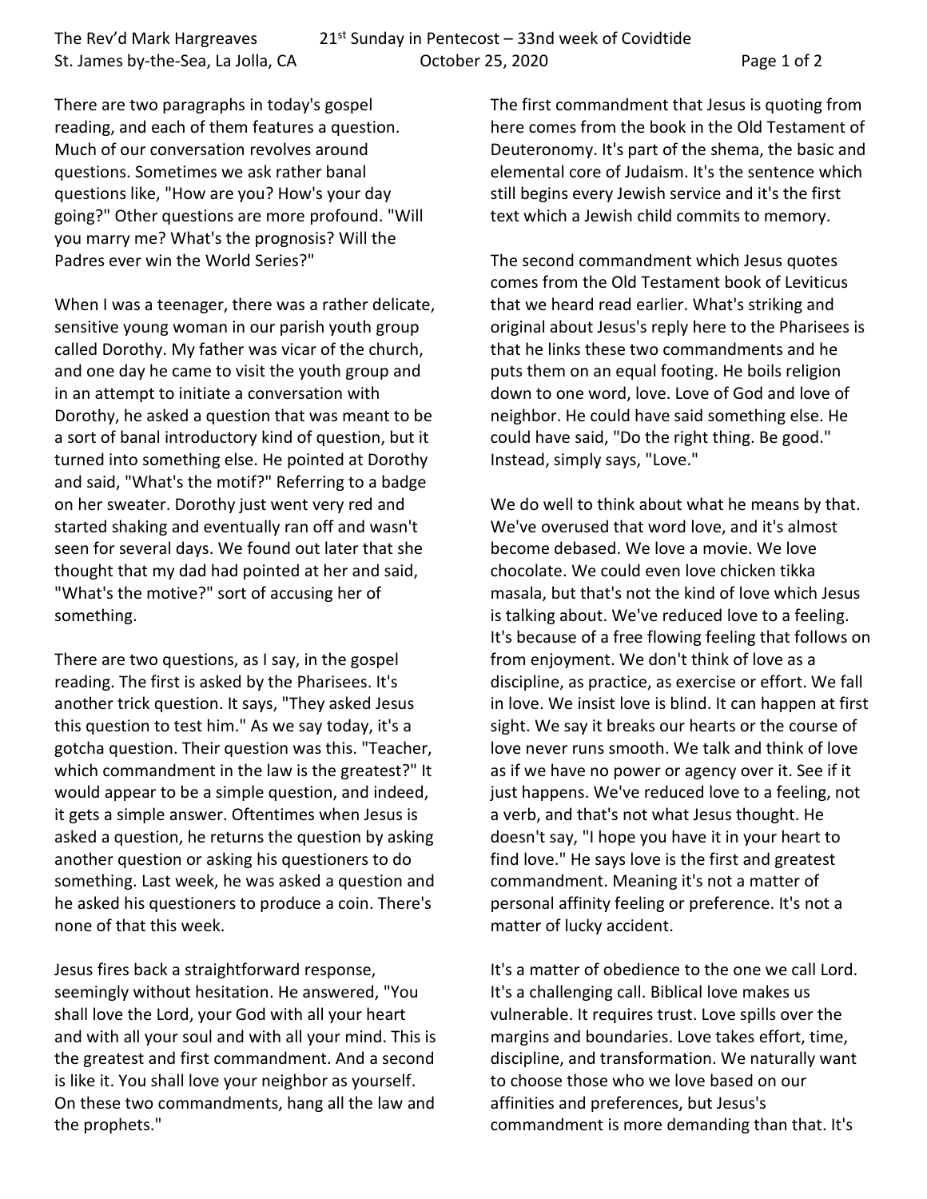There are two paragraphs in today's gospel reading, and each of them features a question. Much of our conversation revolves around questions. Sometimes we ask rather banal questions like, "How are you? How's your day going?" Other questions are more profound. "Will you marry me? What's the prognosis? Will the Padres ever win the World Series?"

When I was a teenager, there was a rather delicate, sensitive young woman in our parish youth group called Dorothy. My father was vicar of the church, and one day he came to visit the youth group and in an attempt to initiate a conversation with Dorothy, he asked a question that was meant to be a sort of banal introductory kind of question, but it turned into something else. He pointed at Dorothy and said, "What's the motif?" Referring to a badge on her sweater. Dorothy just went very red and started shaking and eventually ran off and wasn't seen for several days. We found out later that she thought that my dad had pointed at her and said, "What's the motive?" sort of accusing her of something.

There are two questions, as I say, in the gospel reading. The first is asked by the Pharisees. It's another trick question. It says, "They asked Jesus this question to test him." As we say today, it's a gotcha question. Their question was this. "Teacher, which commandment in the law is the greatest?" It would appear to be a simple question, and indeed, it gets a simple answer. Oftentimes when Jesus is asked a question, he returns the question by asking another question or asking his questioners to do something. Last week, he was asked a question and he asked his questioners to produce a coin. There's none of that this week.

Jesus fires back a straightforward response, seemingly without hesitation. He answered, "You shall love the Lord, your God with all your heart and with all your soul and with all your mind. This is the greatest and first commandment. And a second is like it. You shall love your neighbor as yourself. On these two commandments, hang all the law and the prophets."

The first commandment that Jesus is quoting from here comes from the book in the Old Testament of Deuteronomy. It's part of the shema, the basic and elemental core of Judaism. It's the sentence which still begins every Jewish service and it's the first text which a Jewish child commits to memory.

The second commandment which Jesus quotes comes from the Old Testament book of Leviticus that we heard read earlier. What's striking and original about Jesus's reply here to the Pharisees is that he links these two commandments and he puts them on an equal footing. He boils religion down to one word, love. Love of God and love of neighbor. He could have said something else. He could have said, "Do the right thing. Be good." Instead, simply says, "Love."

We do well to think about what he means by that. We've overused that word love, and it's almost become debased. We love a movie. We love chocolate. We could even love chicken tikka masala, but that's not the kind of love which Jesus is talking about. We've reduced love to a feeling. It's because of a free flowing feeling that follows on from enjoyment. We don't think of love as a discipline, as practice, as exercise or effort. We fall in love. We insist love is blind. It can happen at first sight. We say it breaks our hearts or the course of love never runs smooth. We talk and think of love as if we have no power or agency over it. See if it just happens. We've reduced love to a feeling, not a verb, and that's not what Jesus thought. He doesn't say, "I hope you have it in your heart to find love." He says love is the first and greatest commandment. Meaning it's not a matter of personal affinity feeling or preference. It's not a matter of lucky accident.

It's a matter of obedience to the one we call Lord. It's a challenging call. Biblical love makes us vulnerable. It requires trust. Love spills over the margins and boundaries. Love takes effort, time, discipline, and transformation. We naturally want to choose those who we love based on our affinities and preferences, but Jesus's commandment is more demanding than that. It's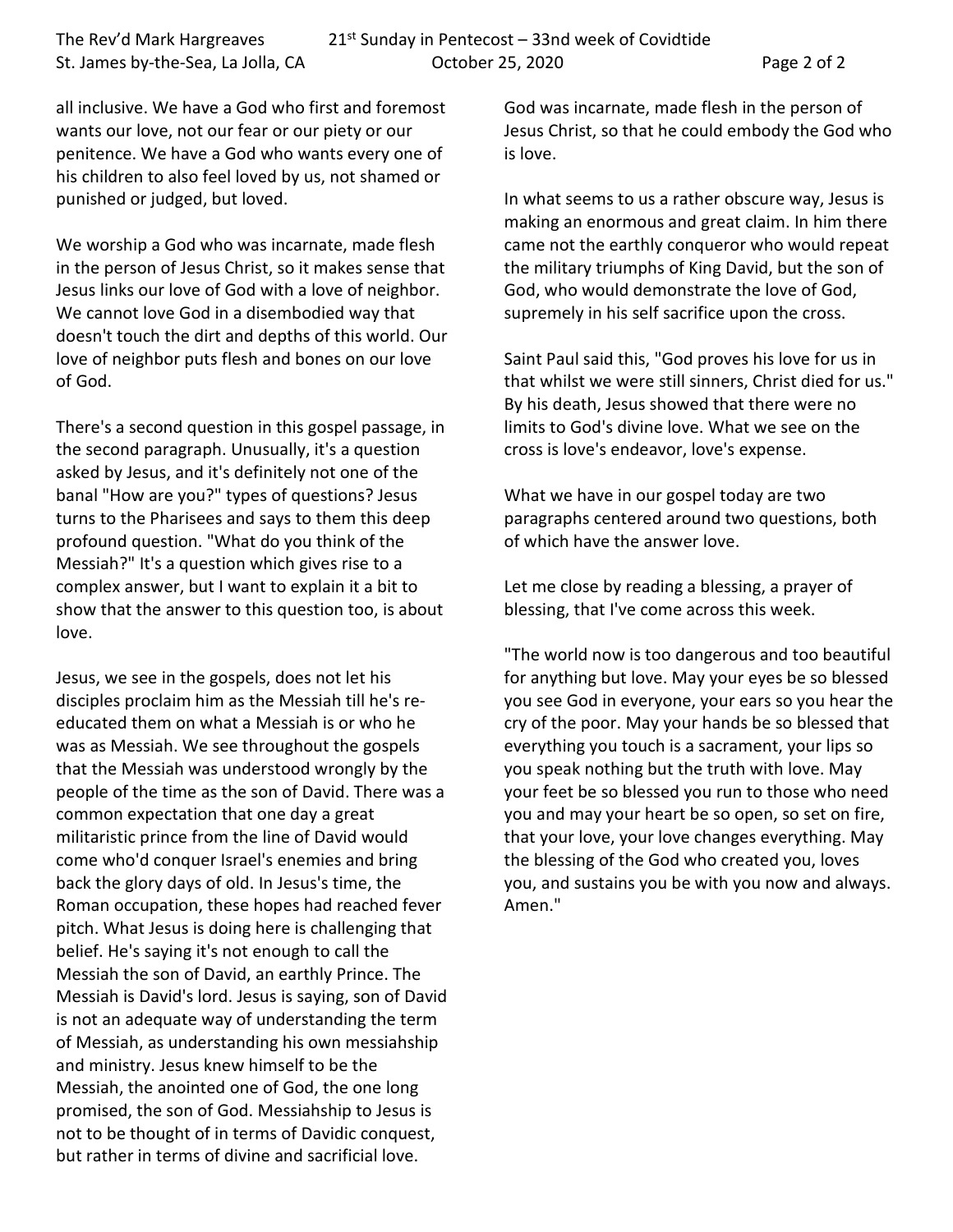all inclusive. We have a God who first and foremost wants our love, not our fear or our piety or our penitence. We have a God who wants every one of his children to also feel loved by us, not shamed or punished or judged, but loved.

We worship a God who was incarnate, made flesh in the person of Jesus Christ, so it makes sense that Jesus links our love of God with a love of neighbor. We cannot love God in a disembodied way that doesn't touch the dirt and depths of this world. Our love of neighbor puts flesh and bones on our love of God.

There's a second question in this gospel passage, in the second paragraph. Unusually, it's a question asked by Jesus, and it's definitely not one of the banal "How are you?" types of questions? Jesus turns to the Pharisees and says to them this deep profound question. "What do you think of the Messiah?" It's a question which gives rise to a complex answer, but I want to explain it a bit to show that the answer to this question too, is about love.

Jesus, we see in the gospels, does not let his disciples proclaim him as the Messiah till he's re-educated them on what a Messiah is or who he was as Messiah. We see throughout the gospels that the Messiah was understood wrongly by the people of the time as the son of David. There was a common expectation that one day a great militaristic prince from the line of David would come who'd conquer Israel's enemies and bring back the glory days of old. In Jesus's time, the Roman occupation, these hopes had reached fever pitch. What Jesus is doing here is challenging that belief. He's saying it's not enough to call the Messiah the son of David, an earthly Prince. The Messiah is David's lord. Jesus is saying, son of David is not an adequate way of understanding the term of Messiah, as understanding his own messiahship and ministry. Jesus knew himself to be the Messiah, the anointed one of God, the one long promised, the son of God. Messiahship to Jesus is not to be thought of in terms of Davidic conquest, but rather in terms of divine and sacrificial love.

God was incarnate, made flesh in the person of Jesus Christ, so that he could embody the God who is love.

In what seems to us a rather obscure way, Jesus is making an enormous and great claim. In him there came not the earthly conqueror who would repeat the military triumphs of King David, but the son of God, who would demonstrate the love of God, supremely in his self sacrifice upon the cross.

Saint Paul said this, "God proves his love for us in that whilst we were still sinners, Christ died for us." By his death, Jesus showed that there were no limits to God's divine love. What we see on the cross is love's endeavor, love's expense.

What we have in our gospel today are two paragraphs centered around two questions, both of which have the answer love.

Let me close by reading a blessing, a prayer of blessing, that I've come across this week.

"The world now is too dangerous and too beautiful for anything but love. May your eyes be so blessed you see God in everyone, your ears so you hear the cry of the poor. May your hands be so blessed that everything you touch is a sacrament, your lips so you speak nothing but the truth with love. May your feet be so blessed you run to those who need you and may your heart be so open, so set on fire, that your love, your love changes everything. May the blessing of the God who created you, loves you, and sustains you be with you now and always. Amen."